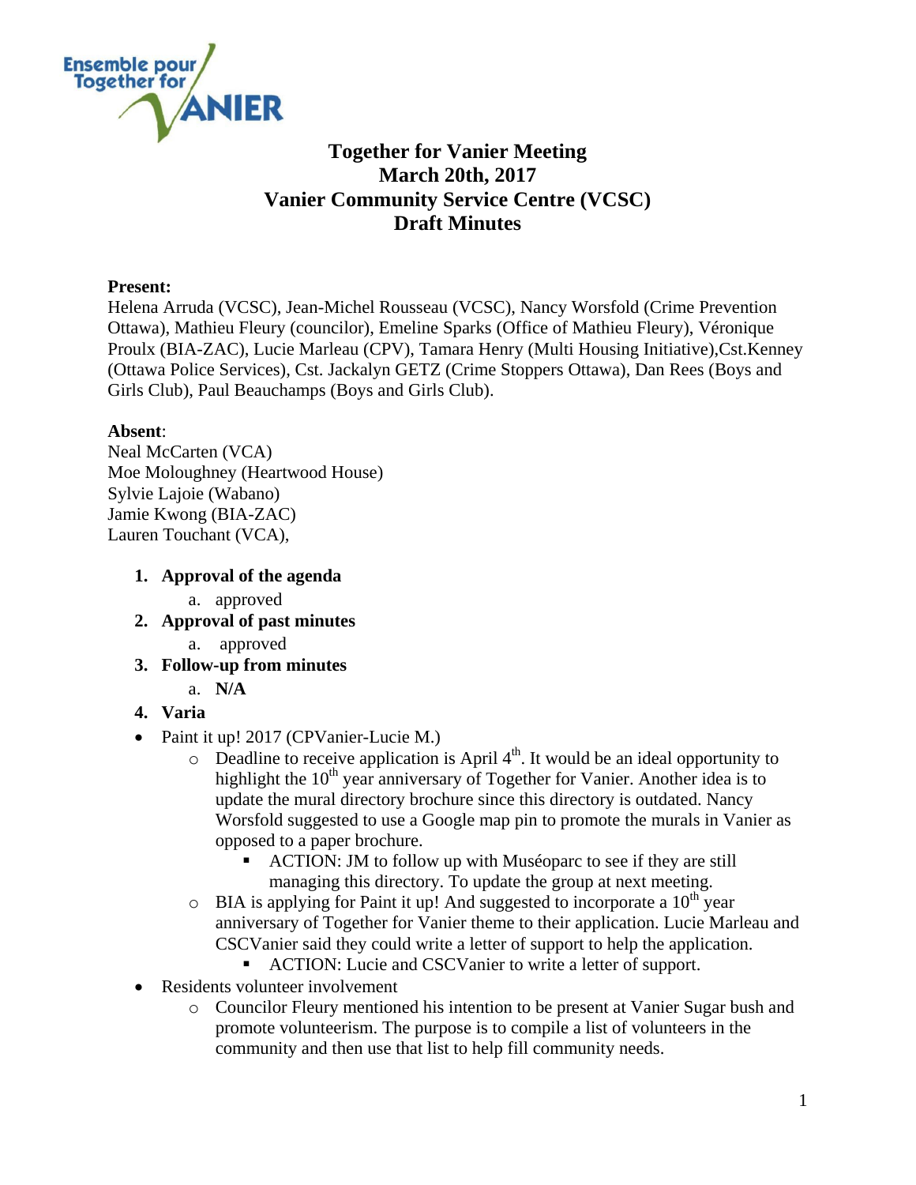# Together for Vanier Meeting
## March 20th, 2017
## Vanier Community Service Centre (VCSC)
## Draft Minutes

**Present:**
Helena Arruda (VCSC), Jean-Michel Rousseau (VCSC), Nancy Worsfold (Crime Prevention Ottawa), Mathieu Fleury (councilor), Emeline Sparks (Office of Mathieu Fleury), Véronique Proulx (BIA-ZAC), Lucie Marleau (CPV), Tamara Henry (Multi Housing Initiative),Cst.Kenney (Ottawa Police Services), Cst. Jackalyn GETZ (Crime Stoppers Ottawa), Dan Rees (Boys and Girls Club), Paul Beauchamps (Boys and Girls Club).

**Absent**:
Neal McCarten (VCA)
Moe Moloughney (Heartwood House)
Sylvie Lajoie (Wabano)
Jamie Kwong (BIA-ZAC)
Lauren Touchant (VCA),

1. **Approval of the agenda**
   a. approved
2. **Approval of past minutes**
   a. approved
3. **Follow-up from minutes**
   a. **N/A**
4. **Varia**

- Paint it up! 2017 (CPVanier-Lucie M.)
  - Deadline to receive application is April 4th. It would be an ideal opportunity to highlight the 10th year anniversary of Together for Vanier. Another idea is to update the mural directory brochure since this directory is outdated. Nancy Worsfold suggested to use a Google map pin to promote the murals in Vanier as opposed to a paper brochure.
    - ACTION: JM to follow up with Muséoparc to see if they are still managing this directory. To update the group at next meeting.
  - BIA is applying for Paint it up! And suggested to incorporate a 10th year anniversary of Together for Vanier theme to their application. Lucie Marleau and CSCVanier said they could write a letter of support to help the application.
    - ACTION: Lucie and CSCVanier to write a letter of support.
- Residents volunteer involvement
  - Councilor Fleury mentioned his intention to be present at Vanier Sugar bush and promote volunteerism. The purpose is to compile a list of volunteers in the community and then use that list to help fill community needs.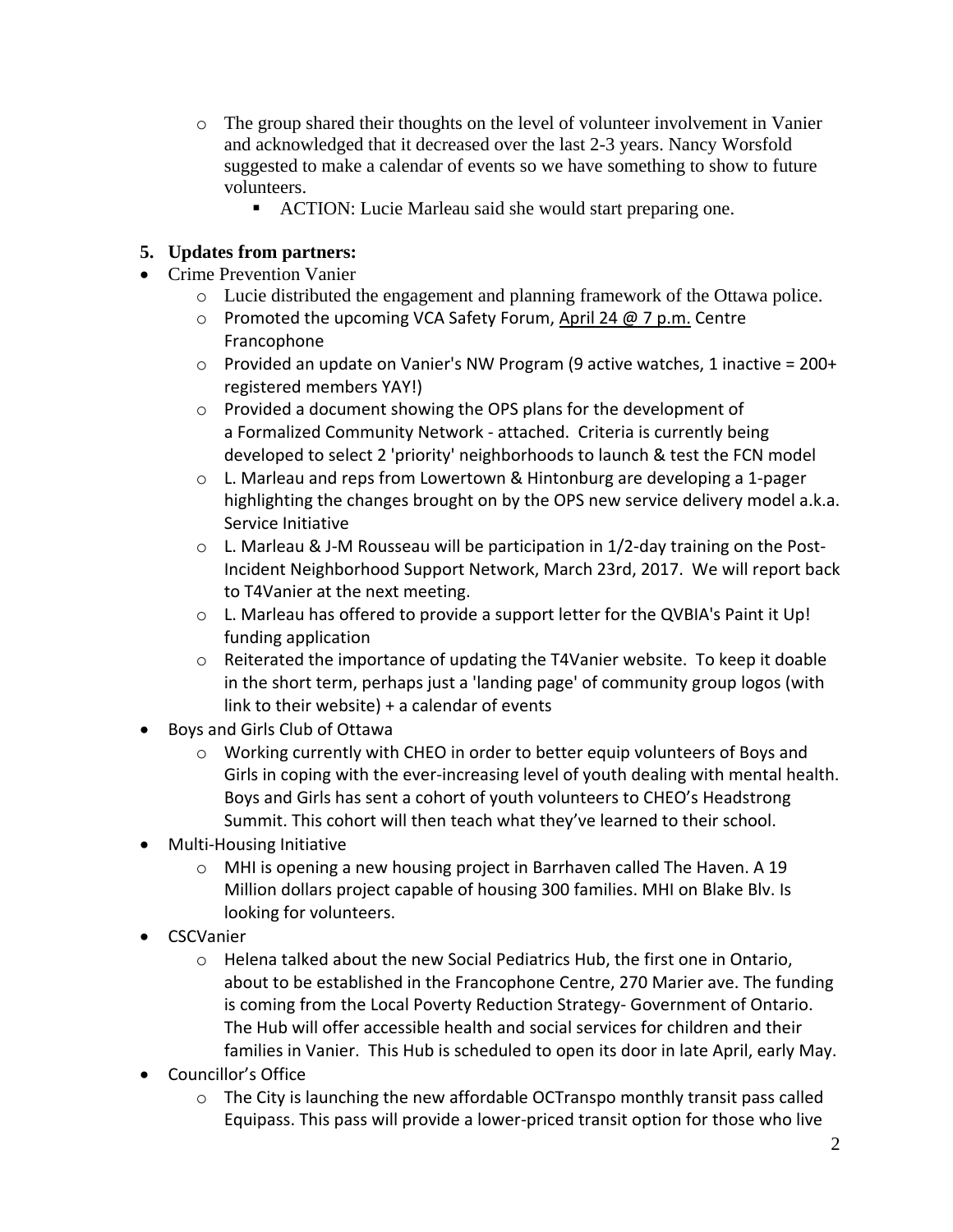- The group shared their thoughts on the level of volunteer involvement in Vanier and acknowledged that it decreased over the last 2-3 years. Nancy Worsfold suggested to make a calendar of events so we have something to show to future volunteers.
  - ACTION: Lucie Marleau said she would start preparing one.

**5. Updates from partners:**

- Crime Prevention Vanier
  - Lucie distributed the engagement and planning framework of the Ottawa police.
  - Promoted the upcoming VCA Safety Forum, April 24 @ 7 p.m. Centre Francophone
  - Provided an update on Vanier's NW Program (9 active watches, 1 inactive = 200+ registered members YAY!)
  - Provided a document showing the OPS plans for the development of a Formalized Community Network - attached. Criteria is currently being developed to select 2 'priority' neighborhoods to launch & test the FCN model
  - L. Marleau and reps from Lowertown & Hintonburg are developing a 1-pager highlighting the changes brought on by the OPS new service delivery model a.k.a. Service Initiative
  - L. Marleau & J-M Rousseau will be participation in 1/2-day training on the Post-Incident Neighborhood Support Network, March 23rd, 2017. We will report back to T4Vanier at the next meeting.
  - L. Marleau has offered to provide a support letter for the QVBIA's Paint it Up! funding application
  - Reiterated the importance of updating the T4Vanier website. To keep it doable in the short term, perhaps just a 'landing page' of community group logos (with link to their website) + a calendar of events
- Boys and Girls Club of Ottawa
  - Working currently with CHEO in order to better equip volunteers of Boys and Girls in coping with the ever-increasing level of youth dealing with mental health. Boys and Girls has sent a cohort of youth volunteers to CHEO's Headstrong Summit. This cohort will then teach what they've learned to their school.
- Multi-Housing Initiative
  - MHI is opening a new housing project in Barrhaven called The Haven. A 19 Million dollars project capable of housing 300 families. MHI on Blake Blv. Is looking for volunteers.
- CSCVanier
  - Helena talked about the new Social Pediatrics Hub, the first one in Ontario, about to be established in the Francophone Centre, 270 Marier ave. The funding is coming from the Local Poverty Reduction Strategy- Government of Ontario. The Hub will offer accessible health and social services for children and their families in Vanier. This Hub is scheduled to open its door in late April, early May.
- Councillor's Office
  - The City is launching the new affordable OCTranspo monthly transit pass called Equipass. This pass will provide a lower-priced transit option for those who live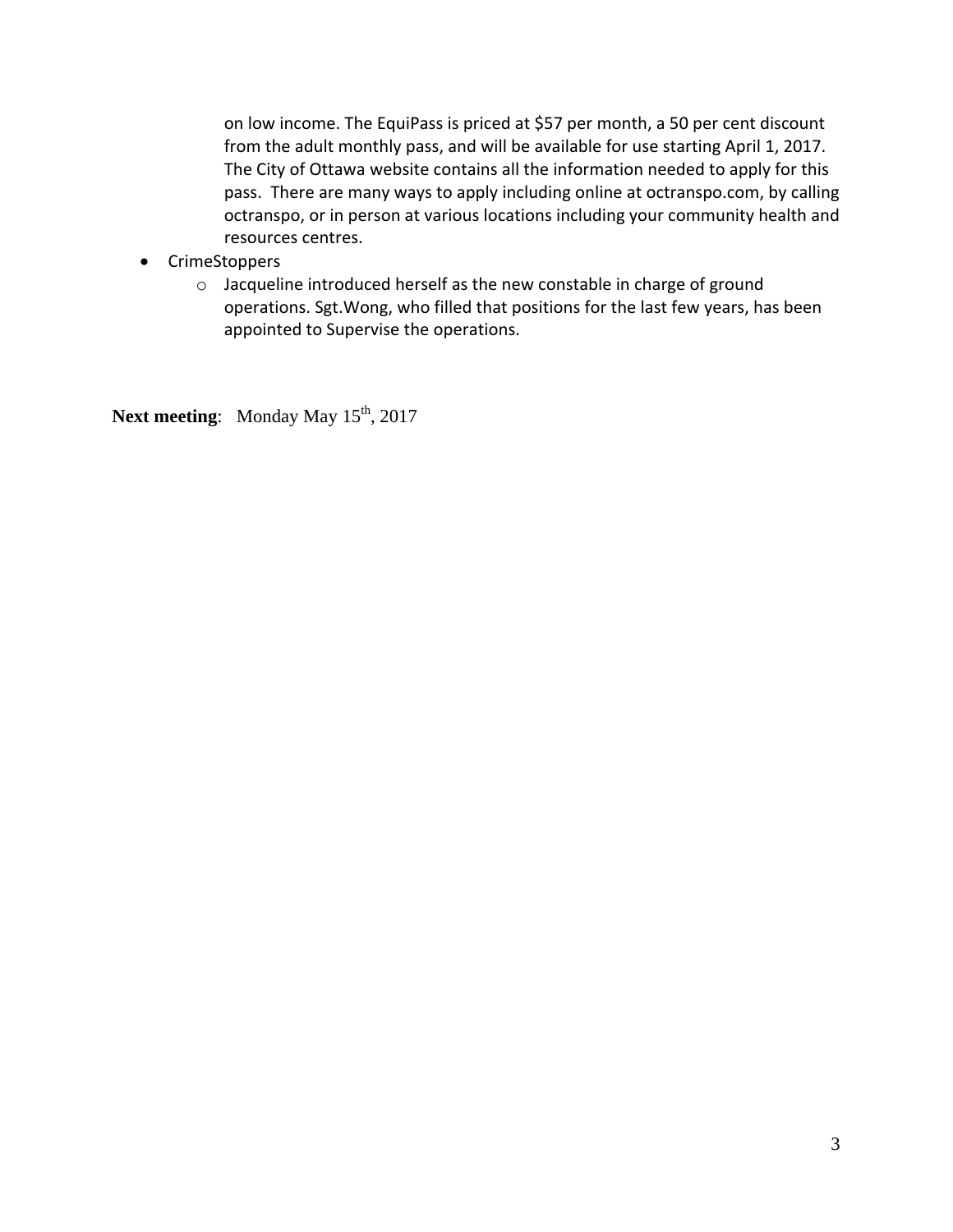on low income. The EquiPass is priced at $57 per month, a 50 per cent discount from the adult monthly pass, and will be available for use starting April 1, 2017. The City of Ottawa website contains all the information needed to apply for this pass. There are many ways to apply including online at octranspo.com, by calling octranspo, or in person at various locations including your community health and resources centres.

- CrimeStoppers
    - Jacqueline introduced herself as the new constable in charge of ground operations. Sgt.Wong, who filled that positions for the last few years, has been appointed to Supervise the operations.

**Next meeting**: Monday May 15th, 2017